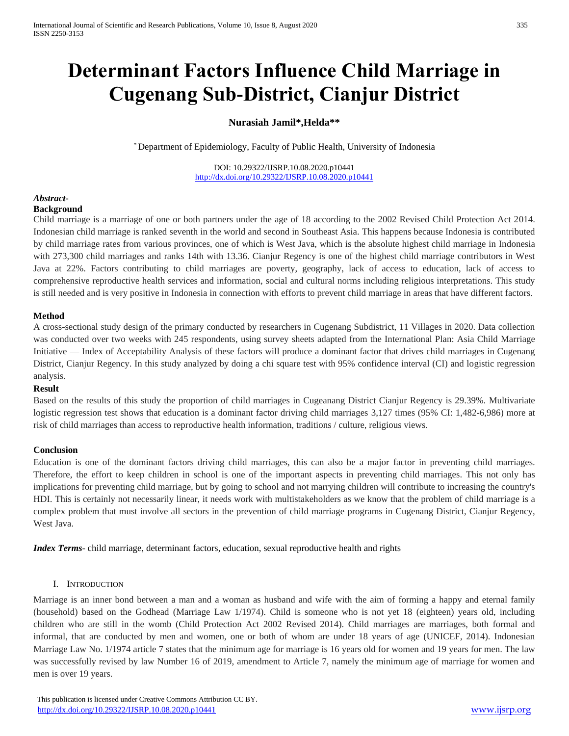# Determinant Factors Influence Child Marriage in Cugenang Sub-District, Cianjur District

**Nurasiah Jamil*,Helda****

* Department of Epidemiology, Faculty of Public Health, University of Indonesia

DOI: 10.29322/IJSRP.10.08.2020.p10441
http://dx.doi.org/10.29322/IJSRP.10.08.2020.p10441

***Abstract-***

**Background**

Child marriage is a marriage of one or both partners under the age of 18 according to the 2002 Revised Child Protection Act 2014. Indonesian child marriage is ranked seventh in the world and second in Southeast Asia. This happens because Indonesia is contributed by child marriage rates from various provinces, one of which is West Java, which is the absolute highest child marriage in Indonesia with 273,300 child marriages and ranks 14th with 13.36. Cianjur Regency is one of the highest child marriage contributors in West Java at 22%. Factors contributing to child marriages are poverty, geography, lack of access to education, lack of access to comprehensive reproductive health services and information, social and cultural norms including religious interpretations. This study is still needed and is very positive in Indonesia in connection with efforts to prevent child marriage in areas that have different factors.

**Method**

A cross-sectional study design of the primary conducted by researchers in Cugenang Subdistrict, 11 Villages in 2020. Data collection was conducted over two weeks with 245 respondents, using survey sheets adapted from the International Plan: Asia Child Marriage Initiative — Index of Acceptability Analysis of these factors will produce a dominant factor that drives child marriages in Cugenang District, Cianjur Regency. In this study analyzed by doing a chi square test with 95% confidence interval (CI) and logistic regression analysis.

**Result**

Based on the results of this study the proportion of child marriages in Cugeanang District Cianjur Regency is 29.39%. Multivariate logistic regression test shows that education is a dominant factor driving child marriages 3,127 times (95% CI: 1,482-6,986) more at risk of child marriages than access to reproductive health information, traditions / culture, religious views.

**Conclusion**

Education is one of the dominant factors driving child marriages, this can also be a major factor in preventing child marriages. Therefore, the effort to keep children in school is one of the important aspects in preventing child marriages. This not only has implications for preventing child marriage, but by going to school and not marrying children will contribute to increasing the country's HDI. This is certainly not necessarily linear, it needs work with multistakeholders as we know that the problem of child marriage is a complex problem that must involve all sectors in the prevention of child marriage programs in Cugenang District, Cianjur Regency, West Java.

***Index Terms***- child marriage, determinant factors, education, sexual reproductive health and rights

## I. Introduction

Marriage is an inner bond between a man and a woman as husband and wife with the aim of forming a happy and eternal family (household) based on the Godhead (Marriage Law 1/1974). Child is someone who is not yet 18 (eighteen) years old, including children who are still in the womb (Child Protection Act 2002 Revised 2014). Child marriages are marriages, both formal and informal, that are conducted by men and women, one or both of whom are under 18 years of age (UNICEF, 2014). Indonesian Marriage Law No. 1/1974 article 7 states that the minimum age for marriage is 16 years old for women and 19 years for men. The law was successfully revised by law Number 16 of 2019, amendment to Article 7, namely the minimum age of marriage for women and men is over 19 years.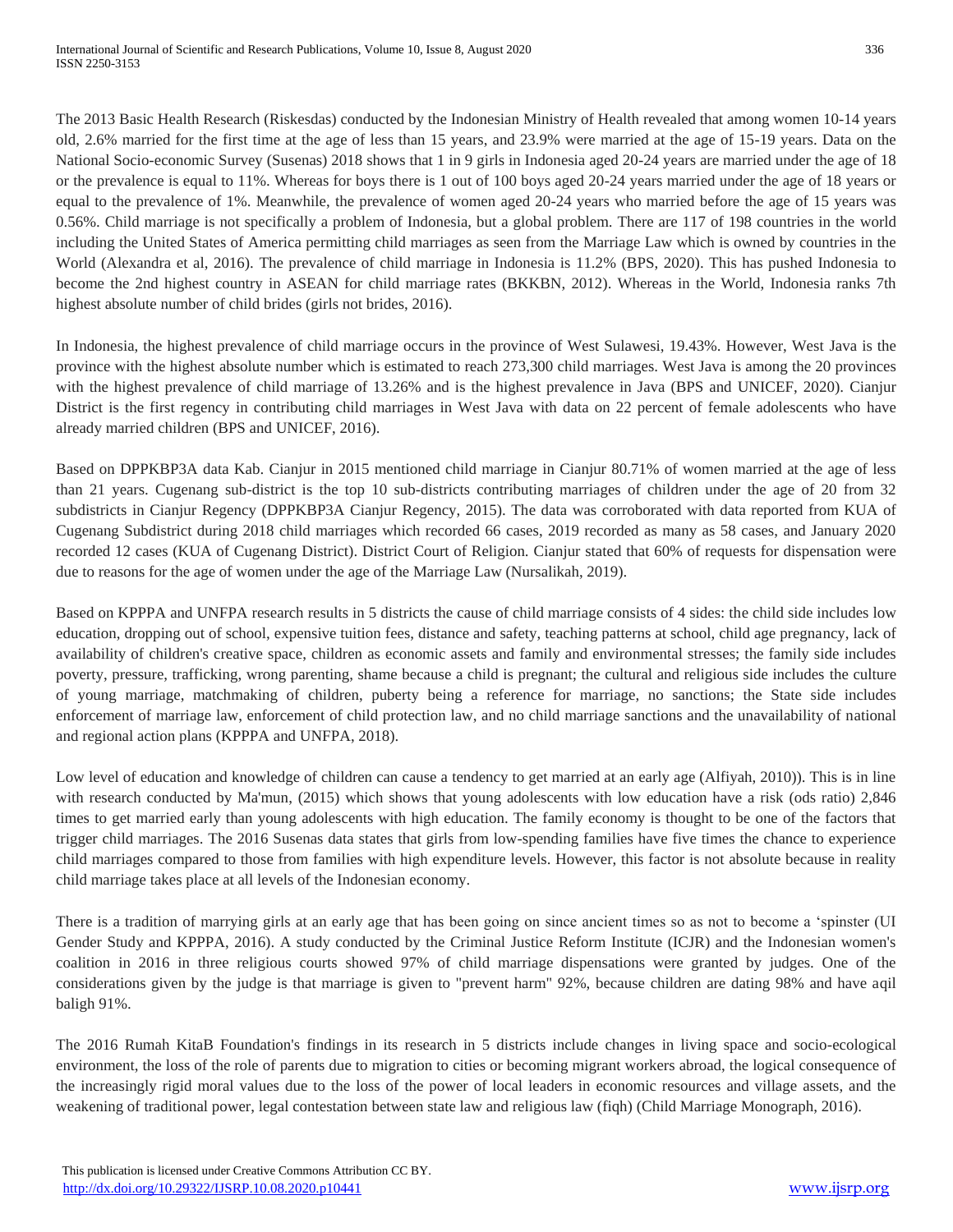The 2013 Basic Health Research (Riskesdas) conducted by the Indonesian Ministry of Health revealed that among women 10-14 years old, 2.6% married for the first time at the age of less than 15 years, and 23.9% were married at the age of 15-19 years. Data on the National Socio-economic Survey (Susenas) 2018 shows that 1 in 9 girls in Indonesia aged 20-24 years are married under the age of 18 or the prevalence is equal to 11%. Whereas for boys there is 1 out of 100 boys aged 20-24 years married under the age of 18 years or equal to the prevalence of 1%. Meanwhile, the prevalence of women aged 20-24 years who married before the age of 15 years was 0.56%. Child marriage is not specifically a problem of Indonesia, but a global problem. There are 117 of 198 countries in the world including the United States of America permitting child marriages as seen from the Marriage Law which is owned by countries in the World (Alexandra et al, 2016). The prevalence of child marriage in Indonesia is 11.2% (BPS, 2020). This has pushed Indonesia to become the 2nd highest country in ASEAN for child marriage rates (BKKBN, 2012). Whereas in the World, Indonesia ranks 7th highest absolute number of child brides (girls not brides, 2016).

In Indonesia, the highest prevalence of child marriage occurs in the province of West Sulawesi, 19.43%. However, West Java is the province with the highest absolute number which is estimated to reach 273,300 child marriages. West Java is among the 20 provinces with the highest prevalence of child marriage of 13.26% and is the highest prevalence in Java (BPS and UNICEF, 2020). Cianjur District is the first regency in contributing child marriages in West Java with data on 22 percent of female adolescents who have already married children (BPS and UNICEF, 2016).

Based on DPPKBP3A data Kab. Cianjur in 2015 mentioned child marriage in Cianjur 80.71% of women married at the age of less than 21 years. Cugenang sub-district is the top 10 sub-districts contributing marriages of children under the age of 20 from 32 subdistricts in Cianjur Regency (DPPKBP3A Cianjur Regency, 2015). The data was corroborated with data reported from KUA of Cugenang Subdistrict during 2018 child marriages which recorded 66 cases, 2019 recorded as many as 58 cases, and January 2020 recorded 12 cases (KUA of Cugenang District). District Court of Religion. Cianjur stated that 60% of requests for dispensation were due to reasons for the age of women under the age of the Marriage Law (Nursalikah, 2019).

Based on KPPPA and UNFPA research results in 5 districts the cause of child marriage consists of 4 sides: the child side includes low education, dropping out of school, expensive tuition fees, distance and safety, teaching patterns at school, child age pregnancy, lack of availability of children's creative space, children as economic assets and family and environmental stresses; the family side includes poverty, pressure, trafficking, wrong parenting, shame because a child is pregnant; the cultural and religious side includes the culture of young marriage, matchmaking of children, puberty being a reference for marriage, no sanctions; the State side includes enforcement of marriage law, enforcement of child protection law, and no child marriage sanctions and the unavailability of national and regional action plans (KPPPA and UNFPA, 2018).

Low level of education and knowledge of children can cause a tendency to get married at an early age (Alfiyah, 2010)). This is in line with research conducted by Ma'mun, (2015) which shows that young adolescents with low education have a risk (ods ratio) 2,846 times to get married early than young adolescents with high education. The family economy is thought to be one of the factors that trigger child marriages. The 2016 Susenas data states that girls from low-spending families have five times the chance to experience child marriages compared to those from families with high expenditure levels. However, this factor is not absolute because in reality child marriage takes place at all levels of the Indonesian economy.

There is a tradition of marrying girls at an early age that has been going on since ancient times so as not to become a 'spinster (UI Gender Study and KPPPA, 2016). A study conducted by the Criminal Justice Reform Institute (ICJR) and the Indonesian women's coalition in 2016 in three religious courts showed 97% of child marriage dispensations were granted by judges. One of the considerations given by the judge is that marriage is given to "prevent harm" 92%, because children are dating 98% and have aqil baligh 91%.

The 2016 Rumah KitaB Foundation's findings in its research in 5 districts include changes in living space and socio-ecological environment, the loss of the role of parents due to migration to cities or becoming migrant workers abroad, the logical consequence of the increasingly rigid moral values due to the loss of the power of local leaders in economic resources and village assets, and the weakening of traditional power, legal contestation between state law and religious law (fiqh) (Child Marriage Monograph, 2016).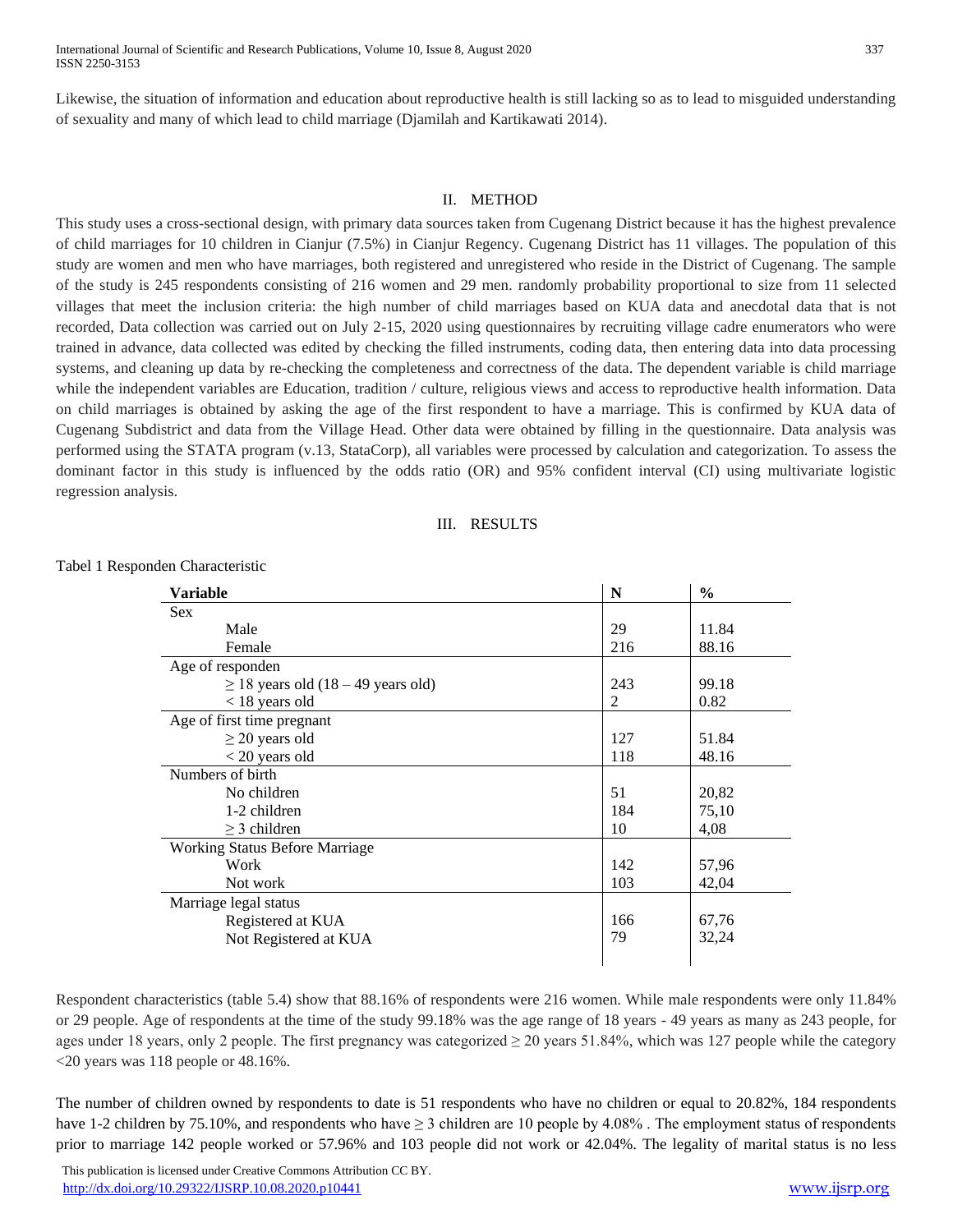Likewise, the situation of information and education about reproductive health is still lacking so as to lead to misguided understanding of sexuality and many of which lead to child marriage (Djamilah and Kartikawati 2014).

## II. METHOD

This study uses a cross-sectional design, with primary data sources taken from Cugenang District because it has the highest prevalence of child marriages for 10 children in Cianjur (7.5%) in Cianjur Regency. Cugenang District has 11 villages. The population of this study are women and men who have marriages, both registered and unregistered who reside in the District of Cugenang. The sample of the study is 245 respondents consisting of 216 women and 29 men. randomly probability proportional to size from 11 selected villages that meet the inclusion criteria: the high number of child marriages based on KUA data and anecdotal data that is not recorded, Data collection was carried out on July 2-15, 2020 using questionnaires by recruiting village cadre enumerators who were trained in advance, data collected was edited by checking the filled instruments, coding data, then entering data into data processing systems, and cleaning up data by re-checking the completeness and correctness of the data. The dependent variable is child marriage while the independent variables are Education, tradition / culture, religious views and access to reproductive health information. Data on child marriages is obtained by asking the age of the first respondent to have a marriage. This is confirmed by KUA data of Cugenang Subdistrict and data from the Village Head. Other data were obtained by filling in the questionnaire. Data analysis was performed using the STATA program (v.13, StataCorp), all variables were processed by calculation and categorization. To assess the dominant factor in this study is influenced by the odds ratio (OR) and 95% confident interval (CI) using multivariate logistic regression analysis.

## III. RESULTS

Tabel 1 Responden Characteristic

| Variable | N | % |
|---|---|---|
| Sex | | |
| Male | 29 | 11.84 |
| Female | 216 | 88.16 |
| Age of responden | | |
| ≥ 18 years old (18 – 49 years old) | 243 | 99.18 |
| < 18 years old | 2 | 0.82 |
| Age of first time pregnant | | |
| ≥ 20 years old | 127 | 51.84 |
| < 20 years old | 118 | 48.16 |
| Numbers of birth | | |
| No children | 51 | 20,82 |
| 1-2 children | 184 | 75,10 |
| ≥ 3 children | 10 | 4,08 |
| Working Status Before Marriage | | |
| Work | 142 | 57,96 |
| Not work | 103 | 42,04 |
| Marriage legal status | | |
| Registered at KUA | 166 | 67,76 |
| Not Registered at KUA | 79 | 32,24 |

Respondent characteristics (table 5.4) show that 88.16% of respondents were 216 women. While male respondents were only 11.84% or 29 people. Age of respondents at the time of the study 99.18% was the age range of 18 years - 49 years as many as 243 people, for ages under 18 years, only 2 people. The first pregnancy was categorized ≥ 20 years 51.84%, which was 127 people while the category <20 years was 118 people or 48.16%.

The number of children owned by respondents to date is 51 respondents who have no children or equal to 20.82%, 184 respondents have 1-2 children by 75.10%, and respondents who have ≥ 3 children are 10 people by 4.08% . The employment status of respondents prior to marriage 142 people worked or 57.96% and 103 people did not work or 42.04%. The legality of marital status is no less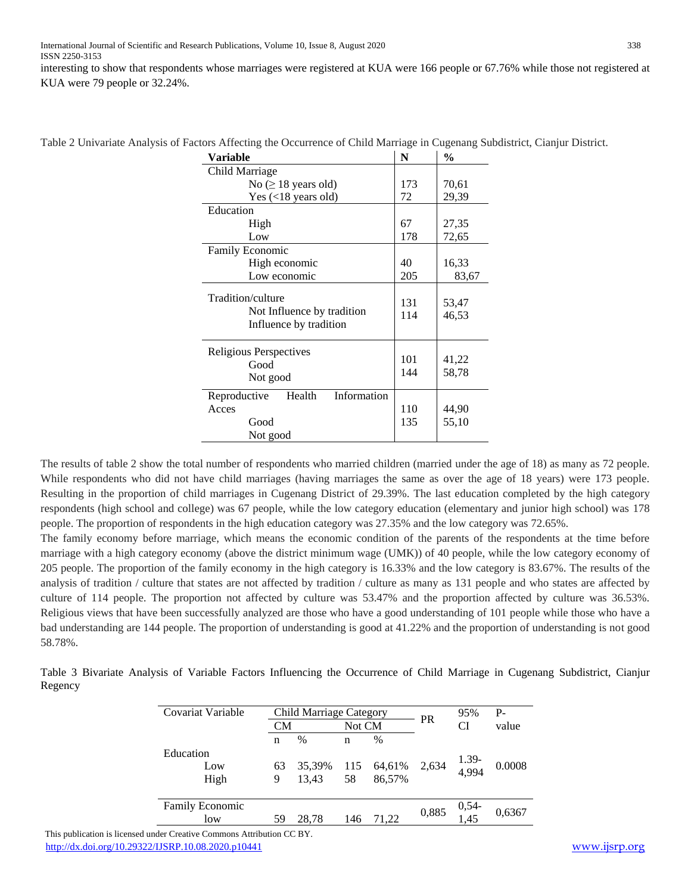interesting to show that respondents whose marriages were registered at KUA were 166 people or 67.76% while those not registered at KUA were 79 people or 32.24%.

Table 2 Univariate Analysis of Factors Affecting the Occurrence of Child Marriage in Cugenang Subdistrict, Cianjur District.

| Variable | N | % |
|---|---|---|
| Child Marriage | | |
| No ($\geq$ 18 years old) | 173 | 70,61 |
| Yes (<18 years old) | 72 | 29,39 |
| Education | | |
| High | 67 | 27,35 |
| Low | 178 | 72,65 |
| Family Economic | | |
| High economic | 40 | 16,33 |
| Low economic | 205 | 83,67 |
| Tradition/culture | | |
| Not Influence by tradition | 131 | 53,47 |
| Influence by tradition | 114 | 46,53 |
| Religious Perspectives | | |
| Good | 101 | 41,22 |
| Not good | 144 | 58,78 |
| Reproductive Health Information Acces | | |
| Good | 110 | 44,90 |
| Not good | 135 | 55,10 |

The results of table 2 show the total number of respondents who married children (married under the age of 18) as many as 72 people. While respondents who did not have child marriages (having marriages the same as over the age of 18 years) were 173 people. Resulting in the proportion of child marriages in Cugenang District of 29.39%. The last education completed by the high category respondents (high school and college) was 67 people, while the low category education (elementary and junior high school) was 178 people. The proportion of respondents in the high education category was 27.35% and the low category was 72.65%.

The family economy before marriage, which means the economic condition of the parents of the respondents at the time before marriage with a high category economy (above the district minimum wage (UMK)) of 40 people, while the low category economy of 205 people. The proportion of the family economy in the high category is 16.33% and the low category is 83.67%. The results of the analysis of tradition / culture that states are not affected by tradition / culture as many as 131 people and who states are affected by culture of 114 people. The proportion not affected by culture was 53.47% and the proportion affected by culture was 36.53%. Religious views that have been successfully analyzed are those who have a good understanding of 101 people while those who have a bad understanding are 144 people. The proportion of understanding is good at 41.22% and the proportion of understanding is not good 58.78%.

Table 3 Bivariate Analysis of Variable Factors Influencing the Occurrence of Child Marriage in Cugenang Subdistrict, Cianjur Regency

| Covariat Variable | Child Marriage Category | | | | PR | 95% CI | P-value |
|---|---|---|---|---|---|---|---|
| | CM | | Not CM | | | | |
| | n | % | n | % | | | |
| Education | | | | | | | |
| Low | 63 | 35,39% | 115 | 64,61% | 2,634 | 1.39-4,994 | 0.0008 |
| High | 9 | 13,43 | 58 | 86,57% | | | |
| Family Economic | | | | | | | |
| low | 59 | 28,78 | 146 | 71,22 | 0,885 | 0,54-1,45 | 0,6367 |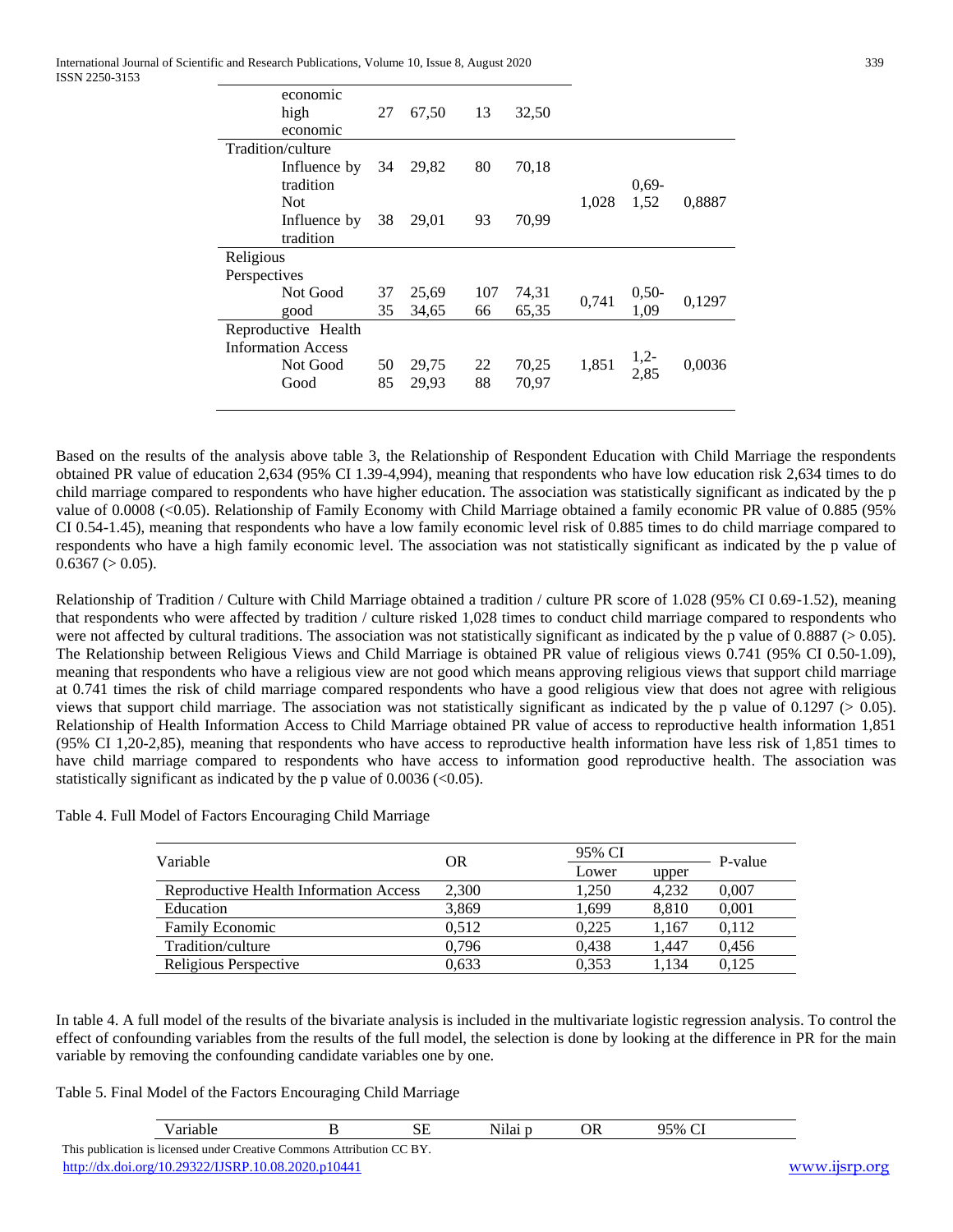| | | | | | | | |
|---|---|---|---|---|---|---|---|
| economic | | | | | | | |
| high economic | 27 | 67,50 | 13 | 32,50 | | | |
| Tradition/culture | | | | | | | |
| Influence by tradition | 34 | 29,82 | 80 | 70,18 | 1,028 | 0,69-1,52 | 0,8887 |
| Not Influence by tradition | 38 | 29,01 | 93 | 70,99 | | | |
| Religious Perspectives | | | | | | | |
| Not Good | 37 | 25,69 | 107 | 74,31 | 0,741 | 0,50-1,09 | 0,1297 |
| good | 35 | 34,65 | 66 | 65,35 | | | |
| Reproductive Health Information Access | | | | | | | |
| Not Good | 50 | 29,75 | 22 | 70,25 | 1,851 | 1,2-2,85 | 0,0036 |
| Good | 85 | 29,93 | 88 | 70,97 | | | |

Based on the results of the analysis above table 3, the Relationship of Respondent Education with Child Marriage the respondents obtained PR value of education 2,634 (95% CI 1.39-4,994), meaning that respondents who have low education risk 2,634 times to do child marriage compared to respondents who have higher education. The association was statistically significant as indicated by the p value of 0.0008 (<0.05). Relationship of Family Economy with Child Marriage obtained a family economic PR value of 0.885 (95% CI 0.54-1.45), meaning that respondents who have a low family economic level risk of 0.885 times to do child marriage compared to respondents who have a high family economic level. The association was not statistically significant as indicated by the p value of 0.6367 (> 0.05).

Relationship of Tradition / Culture with Child Marriage obtained a tradition / culture PR score of 1.028 (95% CI 0.69-1.52), meaning that respondents who were affected by tradition / culture risked 1,028 times to conduct child marriage compared to respondents who were not affected by cultural traditions. The association was not statistically significant as indicated by the p value of 0.8887 (> 0.05). The Relationship between Religious Views and Child Marriage is obtained PR value of religious views 0.741 (95% CI 0.50-1.09), meaning that respondents who have a religious view are not good which means approving religious views that support child marriage at 0.741 times the risk of child marriage compared respondents who have a good religious view that does not agree with religious views that support child marriage. The association was not statistically significant as indicated by the p value of 0.1297 (> 0.05). Relationship of Health Information Access to Child Marriage obtained PR value of access to reproductive health information 1,851 (95% CI 1,20-2,85), meaning that respondents who have access to reproductive health information have less risk of 1,851 times to have child marriage compared to respondents who have access to information good reproductive health. The association was statistically significant as indicated by the p value of 0.0036 (<0.05).

Table 4. Full Model of Factors Encouraging Child Marriage

| Variable | OR | 95% CI | | P-value |
|---|---|---|---|---|
| | | Lower | upper | |
| Reproductive Health Information Access | 2,300 | 1,250 | 4,232 | 0,007 |
| Education | 3,869 | 1,699 | 8,810 | 0,001 |
| Family Economic | 0,512 | 0,225 | 1,167 | 0,112 |
| Tradition/culture | 0,796 | 0,438 | 1,447 | 0,456 |
| Religious Perspective | 0,633 | 0,353 | 1,134 | 0,125 |

In table 4. A full model of the results of the bivariate analysis is included in the multivariate logistic regression analysis. To control the effect of confounding variables from the results of the full model, the selection is done by looking at the difference in PR for the main variable by removing the confounding candidate variables one by one.

Table 5. Final Model of the Factors Encouraging Child Marriage

| Variable | B | SE | Nilai p | OR | 95% CI |
|---|---|---|---|---|---|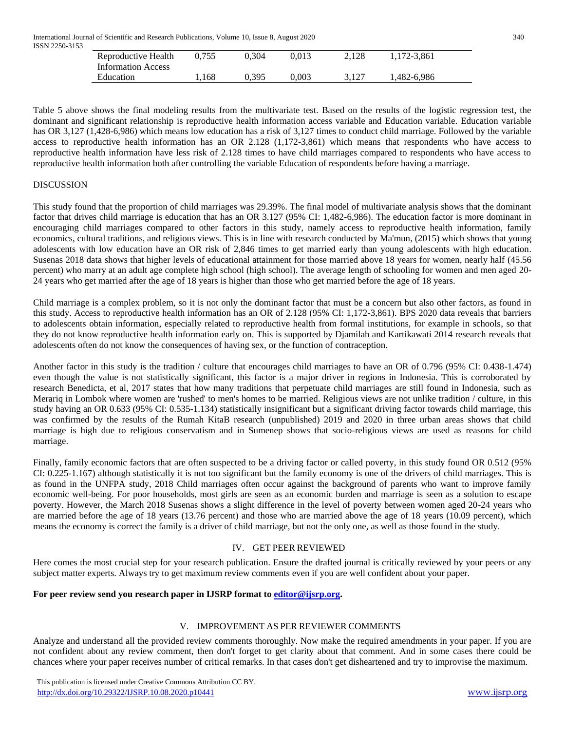| Reproductive Health Information Access | 0,755 | 0,304 | 0,013 | 2,128 | 1,172-3,861 |
| --- | --- | --- | --- | --- | --- |
| Education | 1,168 | 0,395 | 0,003 | 3,127 | 1,482-6,986 |

Table 5 above shows the final modeling results from the multivariate test. Based on the results of the logistic regression test, the dominant and significant relationship is reproductive health information access variable and Education variable. Education variable has OR 3,127 (1,428-6,986) which means low education has a risk of 3,127 times to conduct child marriage. Followed by the variable access to reproductive health information has an OR 2.128 (1,172-3,861) which means that respondents who have access to reproductive health information have less risk of 2.128 times to have child marriages compared to respondents who have access to reproductive health information both after controlling the variable Education of respondents before having a marriage.

DISCUSSION

This study found that the proportion of child marriages was 29.39%. The final model of multivariate analysis shows that the dominant factor that drives child marriage is education that has an OR 3.127 (95% CI: 1,482-6,986). The education factor is more dominant in encouraging child marriages compared to other factors in this study, namely access to reproductive health information, family economics, cultural traditions, and religious views. This is in line with research conducted by Ma'mun, (2015) which shows that young adolescents with low education have an OR risk of 2,846 times to get married early than young adolescents with high education. Susenas 2018 data shows that higher levels of educational attainment for those married above 18 years for women, nearly half (45.56 percent) who marry at an adult age complete high school (high school). The average length of schooling for women and men aged 20-24 years who get married after the age of 18 years is higher than those who get married before the age of 18 years.

Child marriage is a complex problem, so it is not only the dominant factor that must be a concern but also other factors, as found in this study. Access to reproductive health information has an OR of 2.128 (95% CI: 1,172-3,861). BPS 2020 data reveals that barriers to adolescents obtain information, especially related to reproductive health from formal institutions, for example in schools, so that they do not know reproductive health information early on. This is supported by Djamilah and Kartikawati 2014 research reveals that adolescents often do not know the consequences of having sex, or the function of contraception.

Another factor in this study is the tradition / culture that encourages child marriages to have an OR of 0.796 (95% CI: 0.438-1.474) even though the value is not statistically significant, this factor is a major driver in regions in Indonesia. This is corroborated by research Benedicta, et al, 2017 states that how many traditions that perpetuate child marriages are still found in Indonesia, such as Merariq in Lombok where women are 'rushed' to men's homes to be married. Religious views are not unlike tradition / culture, in this study having an OR 0.633 (95% CI: 0.535-1.134) statistically insignificant but a significant driving factor towards child marriage, this was confirmed by the results of the Rumah KitaB research (unpublished) 2019 and 2020 in three urban areas shows that child marriage is high due to religious conservatism and in Sumenep shows that socio-religious views are used as reasons for child marriage.

Finally, family economic factors that are often suspected to be a driving factor or called poverty, in this study found OR 0.512 (95% CI: 0.225-1.167) although statistically it is not too significant but the family economy is one of the drivers of child marriages. This is as found in the UNFPA study, 2018 Child marriages often occur against the background of parents who want to improve family economic well-being. For poor households, most girls are seen as an economic burden and marriage is seen as a solution to escape poverty. However, the March 2018 Susenas shows a slight difference in the level of poverty between women aged 20-24 years who are married before the age of 18 years (13.76 percent) and those who are married above the age of 18 years (10.09 percent), which means the economy is correct the family is a driver of child marriage, but not the only one, as well as those found in the study.

## IV. GET PEER REVIEWED

Here comes the most crucial step for your research publication. Ensure the drafted journal is critically reviewed by your peers or any subject matter experts. Always try to get maximum review comments even if you are well confident about your paper.

**For peer review send you research paper in IJSRP format to editor@ijsrp.org.**

## V. IMPROVEMENT AS PER REVIEWER COMMENTS

Analyze and understand all the provided review comments thoroughly. Now make the required amendments in your paper. If you are not confident about any review comment, then don't forget to get clarity about that comment. And in some cases there could be chances where your paper receives number of critical remarks. In that cases don't get disheartened and try to improvise the maximum.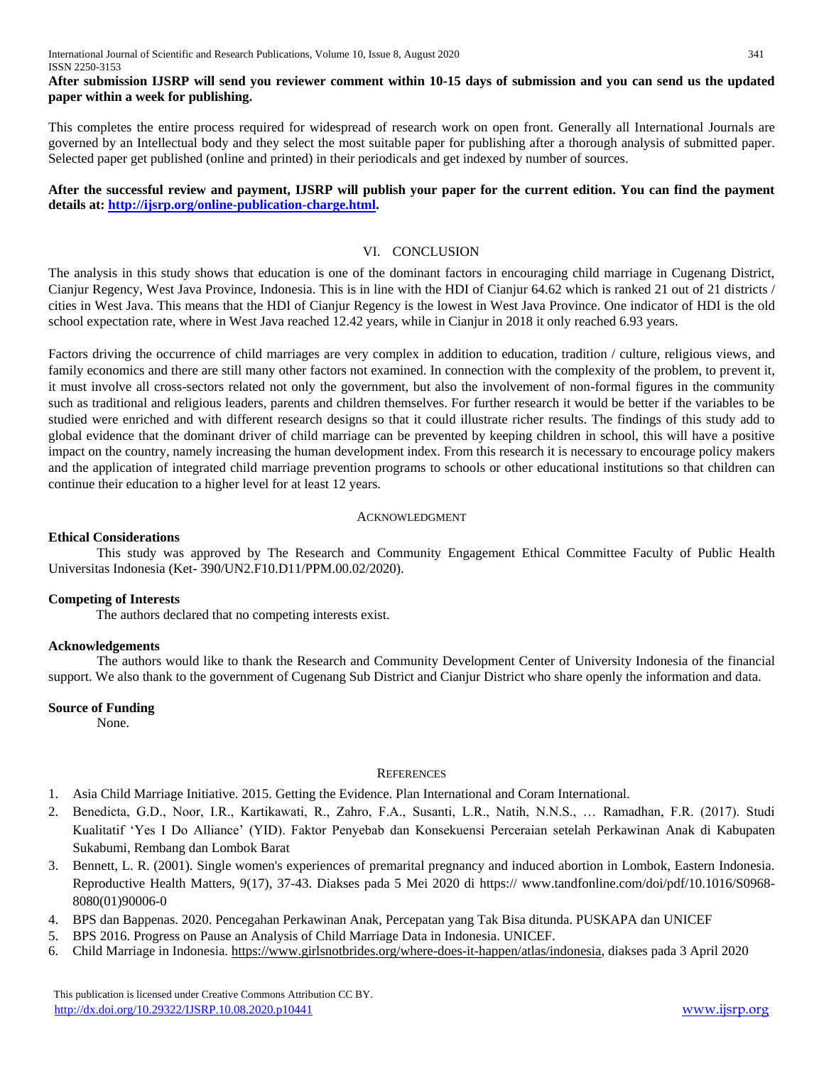**After submission IJSRP will send you reviewer comment within 10-15 days of submission and you can send us the updated paper within a week for publishing.**

This completes the entire process required for widespread of research work on open front. Generally all International Journals are governed by an Intellectual body and they select the most suitable paper for publishing after a thorough analysis of submitted paper. Selected paper get published (online and printed) in their periodicals and get indexed by number of sources.

**After the successful review and payment, IJSRP will publish your paper for the current edition. You can find the payment details at: http://ijsrp.org/online-publication-charge.html.**

## VI. CONCLUSION

The analysis in this study shows that education is one of the dominant factors in encouraging child marriage in Cugenang District, Cianjur Regency, West Java Province, Indonesia. This is in line with the HDI of Cianjur 64.62 which is ranked 21 out of 21 districts / cities in West Java. This means that the HDI of Cianjur Regency is the lowest in West Java Province. One indicator of HDI is the old school expectation rate, where in West Java reached 12.42 years, while in Cianjur in 2018 it only reached 6.93 years.

Factors driving the occurrence of child marriages are very complex in addition to education, tradition / culture, religious views, and family economics and there are still many other factors not examined. In connection with the complexity of the problem, to prevent it, it must involve all cross-sectors related not only the government, but also the involvement of non-formal figures in the community such as traditional and religious leaders, parents and children themselves. For further research it would be better if the variables to be studied were enriched and with different research designs so that it could illustrate richer results. The findings of this study add to global evidence that the dominant driver of child marriage can be prevented by keeping children in school, this will have a positive impact on the country, namely increasing the human development index. From this research it is necessary to encourage policy makers and the application of integrated child marriage prevention programs to schools or other educational institutions so that children can continue their education to a higher level for at least 12 years.

## ACKNOWLEDGMENT

**Ethical Considerations**

This study was approved by The Research and Community Engagement Ethical Committee Faculty of Public Health Universitas Indonesia (Ket- 390/UN2.F10.D11/PPM.00.02/2020).

**Competing of Interests**

The authors declared that no competing interests exist.

**Acknowledgements**

The authors would like to thank the Research and Community Development Center of University Indonesia of the financial support. We also thank to the government of Cugenang Sub District and Cianjur District who share openly the information and data.

**Source of Funding**

None.

## REFERENCES

1. Asia Child Marriage Initiative. 2015. Getting the Evidence. Plan International and Coram International.
2. Benedicta, G.D., Noor, I.R., Kartikawati, R., Zahro, F.A., Susanti, L.R., Natih, N.N.S., … Ramadhan, F.R. (2017). Studi Kualitatif 'Yes I Do Alliance' (YID). Faktor Penyebab dan Konsekuensi Perceraian setelah Perkawinan Anak di Kabupaten Sukabumi, Rembang dan Lombok Barat
3. Bennett, L. R. (2001). Single women's experiences of premarital pregnancy and induced abortion in Lombok, Eastern Indonesia. Reproductive Health Matters, 9(17), 37-43. Diakses pada 5 Mei 2020 di https:// www.tandfonline.com/doi/pdf/10.1016/S0968-8080(01)90006-0
4. BPS dan Bappenas. 2020. Pencegahan Perkawinan Anak, Percepatan yang Tak Bisa ditunda. PUSKAPA dan UNICEF
5. BPS 2016. Progress on Pause an Analysis of Child Marriage Data in Indonesia. UNICEF.
6. Child Marriage in Indonesia. https://www.girlsnotbrides.org/where-does-it-happen/atlas/indonesia, diakses pada 3 April 2020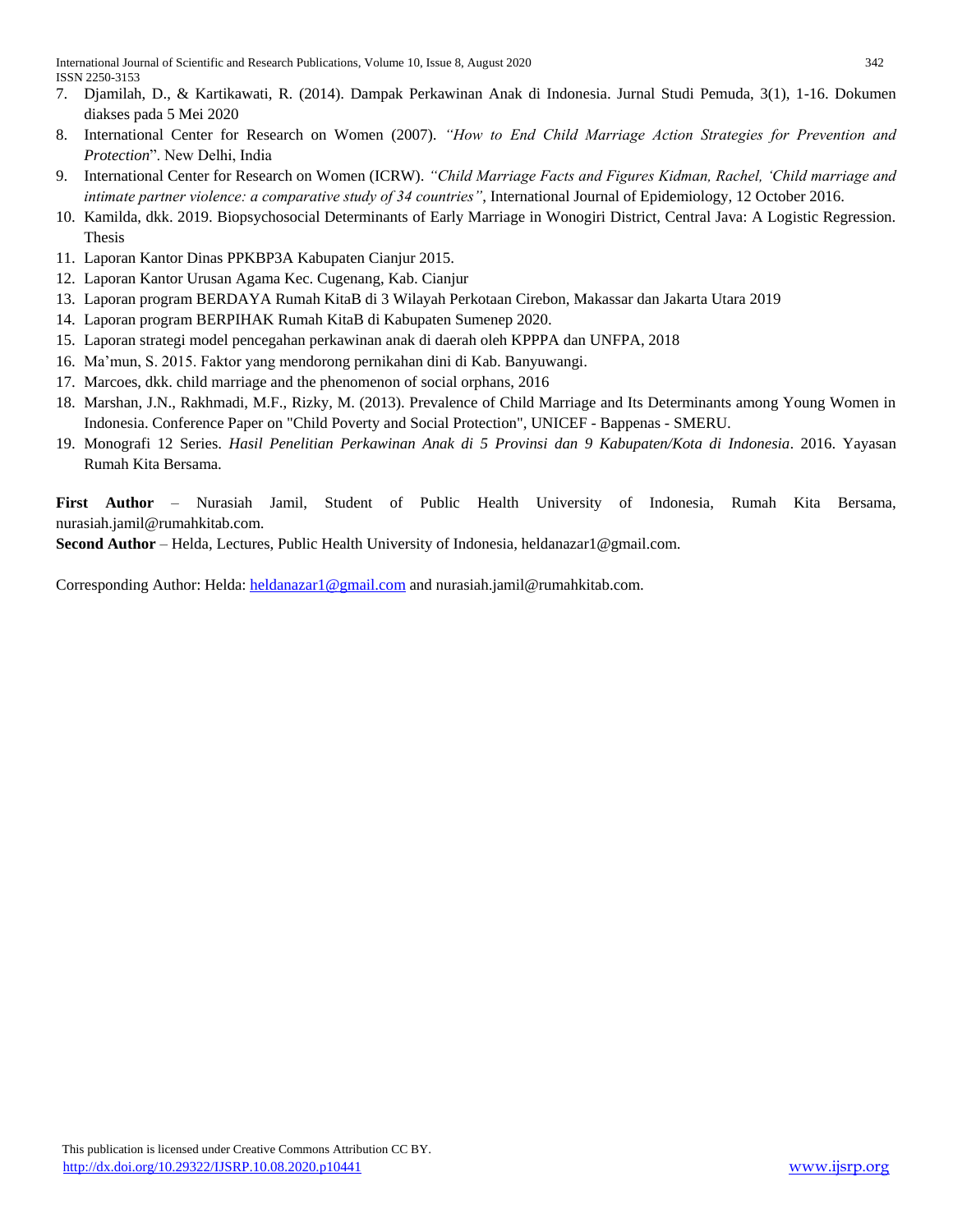7. Djamilah, D., & Kartikawati, R. (2014). Dampak Perkawinan Anak di Indonesia. Jurnal Studi Pemuda, 3(1), 1-16. Dokumen diakses pada 5 Mei 2020
8. International Center for Research on Women (2007). *"How to End Child Marriage Action Strategies for Prevention and Protection*". New Delhi, India
9. International Center for Research on Women (ICRW). *"Child Marriage Facts and Figures Kidman, Rachel, 'Child marriage and intimate partner violence: a comparative study of 34 countries"*, International Journal of Epidemiology, 12 October 2016.
10. Kamilda, dkk. 2019. Biopsychosocial Determinants of Early Marriage in Wonogiri District, Central Java: A Logistic Regression. Thesis
11. Laporan Kantor Dinas PPKBP3A Kabupaten Cianjur 2015.
12. Laporan Kantor Urusan Agama Kec. Cugenang, Kab. Cianjur
13. Laporan program BERDAYA Rumah KitaB di 3 Wilayah Perkotaan Cirebon, Makassar dan Jakarta Utara 2019
14. Laporan program BERPIHAK Rumah KitaB di Kabupaten Sumenep 2020.
15. Laporan strategi model pencegahan perkawinan anak di daerah oleh KPPPA dan UNFPA, 2018
16. Ma'mun, S. 2015. Faktor yang mendorong pernikahan dini di Kab. Banyuwangi.
17. Marcoes, dkk. child marriage and the phenomenon of social orphans, 2016
18. Marshan, J.N., Rakhmadi, M.F., Rizky, M. (2013). Prevalence of Child Marriage and Its Determinants among Young Women in Indonesia. Conference Paper on "Child Poverty and Social Protection", UNICEF - Bappenas - SMERU.
19. Monografi 12 Series. *Hasil Penelitian Perkawinan Anak di 5 Provinsi dan 9 Kabupaten/Kota di Indonesia*. 2016. Yayasan Rumah Kita Bersama.

**First Author** – Nurasiah Jamil, Student of Public Health University of Indonesia, Rumah Kita Bersama, nurasiah.jamil@rumahkitab.com.

**Second Author** – Helda, Lectures, Public Health University of Indonesia, heldanazar1@gmail.com.

Corresponding Author: Helda: heldanazar1@gmail.com and nurasiah.jamil@rumahkitab.com.